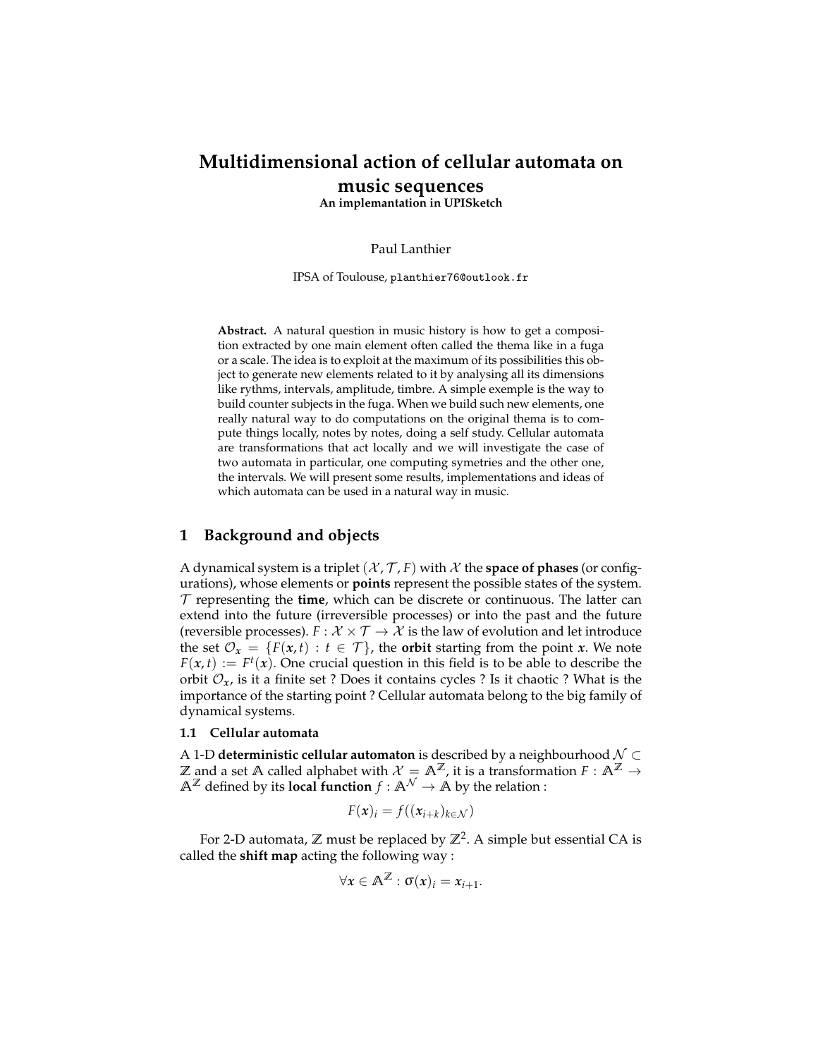# Multidimensional action of cellular automata on music sequences

**An implemantation in UPISketch**

Paul Lanthier

IPSA of Toulouse, planthier76@outlook.fr

**Abstract.** A natural question in music history is how to get a composition extracted by one main element often called the thema like in a fuga or a scale. The idea is to exploit at the maximum of its possibilities this object to generate new elements related to it by analysing all its dimensions like rythms, intervals, amplitude, timbre. A simple exemple is the way to build counter subjects in the fuga. When we build such new elements, one really natural way to do computations on the original thema is to compute things locally, notes by notes, doing a self study. Cellular automata are transformations that act locally and we will investigate the case of two automata in particular, one computing symetries and the other one, the intervals. We will present some results, implementations and ideas of which automata can be used in a natural way in music.

## 1 Background and objects

A dynamical system is a triplet $(\mathcal{X}, \mathcal{T}, F)$ with $\mathcal{X}$ the **space of phases** (or configurations), whose elements or **points** represent the possible states of the system. $\mathcal{T}$ representing the **time**, which can be discrete or continuous. The latter can extend into the future (irreversible processes) or into the past and the future (reversible processes). $F : \mathcal{X} \times \mathcal{T} \to \mathcal{X}$ is the law of evolution and let introduce the set $\mathcal{O}_{\boldsymbol{x}} = \{F(\boldsymbol{x}, t) : t \in \mathcal{T}\}$, the **orbit** starting from the point $\boldsymbol{x}$. We note $F(\boldsymbol{x}, t) := F^t(\boldsymbol{x})$. One crucial question in this field is to be able to describe the orbit $\mathcal{O}_{\boldsymbol{x}}$, is it a finite set ? Does it contains cycles ? Is it chaotic ? What is the importance of the starting point ? Cellular automata belong to the big family of dynamical systems.

### 1.1 Cellular automata

A 1-D **deterministic cellular automaton** is described by a neighbourhood $\mathcal{N} \subset \mathbb{Z}$ and a set $\mathbb{A}$ called alphabet with $\mathcal{X} = \mathbb{A}^{\mathbb{Z}}$, it is a transformation $F : \mathbb{A}^{\mathbb{Z}} \to \mathbb{A}^{\mathbb{Z}}$ defined by its **local function** $f : \mathbb{A}^{\mathcal{N}} \to \mathbb{A}$ by the relation :

$$F(\boldsymbol{x})_i = f((\boldsymbol{x}_{i+k})_{k \in \mathcal{N}})$$

For 2-D automata, $\mathbb{Z}$ must be replaced by $\mathbb{Z}^2$. A simple but essential CA is called the **shift map** acting the following way :

$$\forall \boldsymbol{x} \in \mathbb{A}^{\mathbb{Z}} : \sigma(\boldsymbol{x})_i = \boldsymbol{x}_{i+1}.$$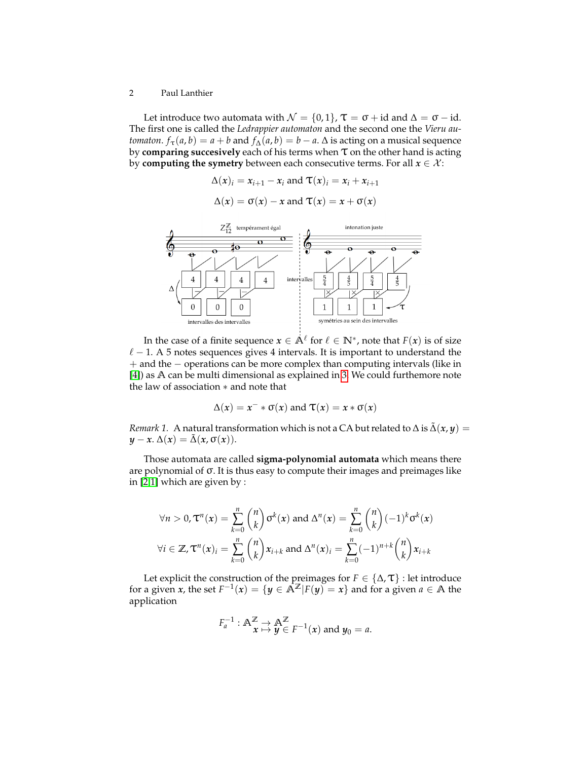Let introduce two automata with $\mathcal{N} = \{0, 1\}$, $\tau = \sigma + \text{id}$ and $\Delta = \sigma - \text{id}$. The first one is called the *Ledrappier automaton* and the second one the *Vieru automaton*. $f_\tau(a, b) = a + b$ and $f_\Delta(a, b) = b - a$. $\Delta$ is acting on a musical sequence by **comparing succesively** each of his terms when $\tau$ on the other hand is acting by **computing the symetry** between each consecutive terms. For all $x \in \mathcal{X}$:

$$\Delta(x)_i = x_{i+1} - x_i \text{ and } \tau(x)_i = x_i + x_{i+1}$$

$$\Delta(x) = \sigma(x) - x \text{ and } \tau(x) = x + \sigma(x)$$

In the case of a finite sequence $x \in \mathbb{A}^\ell$ for $\ell \in \mathbb{N}^*$, note that $F(x)$ is of size $\ell - 1$. A 5 notes sequences gives 4 intervals. It is important to understand the $+$ and the $-$ operations can be more complex than computing intervals (like in [4]) as $\mathbb{A}$ can be multi dimensional as explained in 3. We could furthemore note the law of association $*$ and note that

$$\Delta(x) = x^- * \sigma(x) \text{ and } \tau(x) = x * \sigma(x)$$

*Remark 1.* A natural transformation which is not a CA but related to $\Delta$ is $\tilde{\Delta}(x, y) = y - x$. $\Delta(x) = \tilde{\Delta}(x, \sigma(x))$.

Those automata are called **sigma-polynomial automata** which means there are polynomial of $\sigma$. It is thus easy to compute their images and preimages like in [2,1] which are given by :

$$\forall n > 0, \tau^n(x) = \sum_{k=0}^{n} \binom{n}{k} \sigma^k(x) \text{ and } \Delta^n(x) = \sum_{k=0}^{n} \binom{n}{k} (-1)^k \sigma^k(x)$$

$$\forall i \in \mathbb{Z}, \tau^n(x)_i = \sum_{k=0}^{n} \binom{n}{k} x_{i+k} \text{ and } \Delta^n(x)_i = \sum_{k=0}^{n} (-1)^{n+k} \binom{n}{k} x_{i+k}$$

Let explicit the construction of the preimages for $F \in \{\Delta, \tau\}$ : let introduce for a given $x$, the set $F^{-1}(x) = \{y \in \mathbb{A}^\mathbb{Z} | F(y) = x\}$ and for a given $a \in \mathbb{A}$ the application

$$F_a^{-1} : \mathbb{A}^\mathbb{Z} \to \mathbb{A}^\mathbb{Z} \quad x \mapsto y \in F^{-1}(x) \text{ and } y_0 = a.$$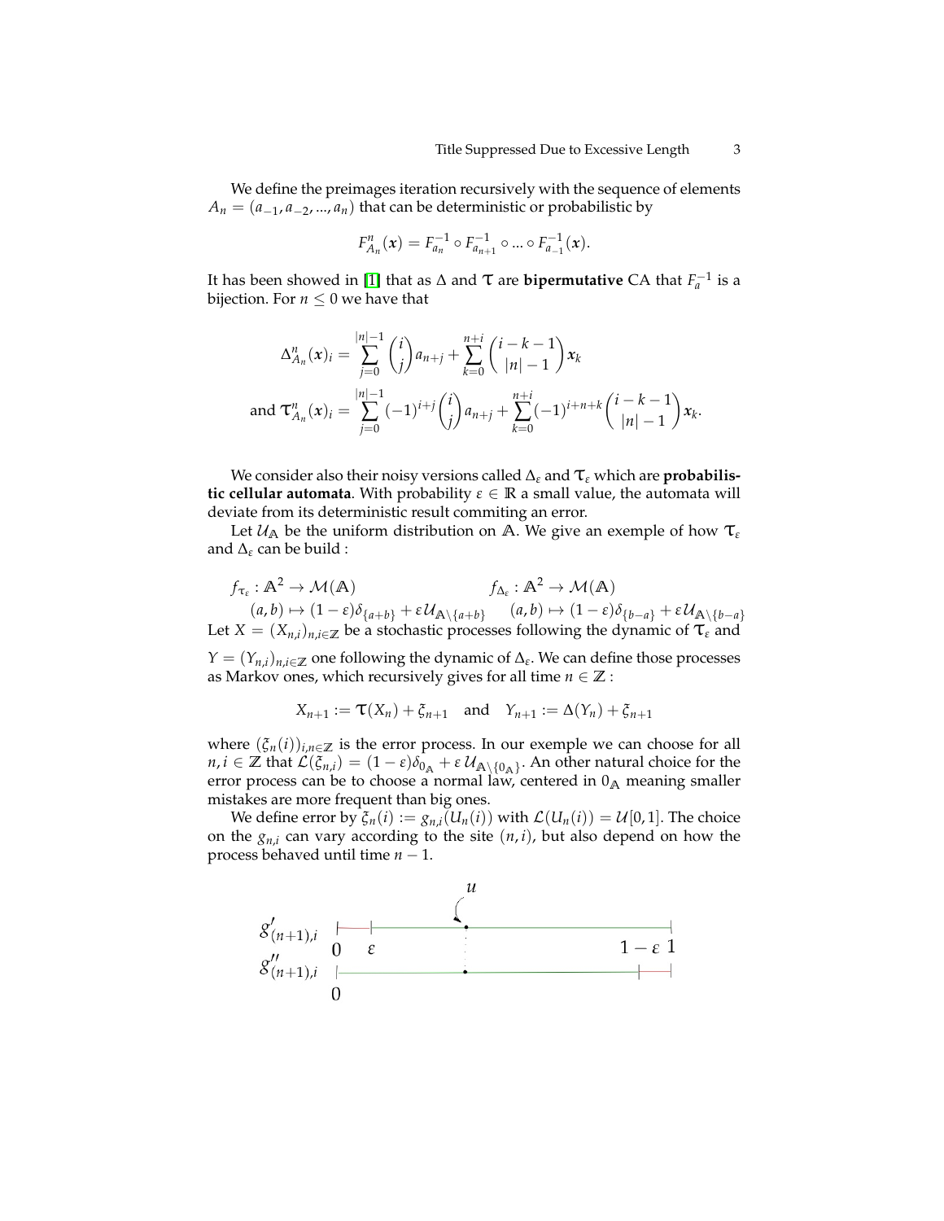We define the preimages iteration recursively with the sequence of elements $A_n = (a_{-1}, a_{-2}, ..., a_n)$ that can be deterministic or probabilistic by

$$F^n_{A_n}(\boldsymbol{x}) = F^{-1}_{a_n} \circ F^{-1}_{a_{n+1}} \circ ... \circ F^{-1}_{a_{-1}}(\boldsymbol{x}).$$

It has been showed in [1] that as $\Delta$ and $\boldsymbol{\tau}$ are **bipermutative** CA that $F^{-1}_a$ is a bijection. For $n \leq 0$ we have that

$$\Delta^n_{A_n}(\boldsymbol{x})_i = \sum_{j=0}^{|n|-1} \binom{i}{j} a_{n+j} + \sum_{k=0}^{n+i} \binom{i-k-1}{|n|-1} \boldsymbol{x}_k$$

$$\text{and } \boldsymbol{\tau}^n_{A_n}(\boldsymbol{x})_i = \sum_{j=0}^{|n|-1} (-1)^{i+j} \binom{i}{j} a_{n+j} + \sum_{k=0}^{n+i} (-1)^{i+n+k} \binom{i-k-1}{|n|-1} \boldsymbol{x}_k.$$

We consider also their noisy versions called $\Delta_\varepsilon$ and $\boldsymbol{\tau}_\varepsilon$ which are **probabilistic cellular automata**. With probability $\varepsilon \in \mathbb{R}$ a small value, the automata will deviate from its deterministic result commiting an error.

Let $\mathcal{U}_\mathbb{A}$ be the uniform distribution on $\mathbb{A}$. We give an exemple of how $\boldsymbol{\tau}_\varepsilon$ and $\Delta_\varepsilon$ can be build :

$$f_{\tau_\varepsilon} : \mathbb{A}^2 \to \mathcal{M}(\mathbb{A}) \qquad\qquad f_{\Delta_\varepsilon} : \mathbb{A}^2 \to \mathcal{M}(\mathbb{A})$$

$$(a,b) \mapsto (1-\varepsilon)\delta_{\{a+b\}} + \varepsilon \mathcal{U}_{\mathbb{A}\setminus\{a+b\}} \qquad (a,b) \mapsto (1-\varepsilon)\delta_{\{b-a\}} + \varepsilon \mathcal{U}_{\mathbb{A}\setminus\{b-a\}}$$

Let $X = (X_{n,i})_{n,i\in\mathbb{Z}}$ be a stochastic processes following the dynamic of $\boldsymbol{\tau}_\varepsilon$ and $Y = (Y_{n,i})_{n,i\in\mathbb{Z}}$ one following the dynamic of $\Delta_\varepsilon$. We can define those processes as Markov ones, which recursively gives for all time $n \in \mathbb{Z}$ :

$$X_{n+1} := \boldsymbol{\tau}(X_n) + \xi_{n+1} \quad \text{and} \quad Y_{n+1} := \Delta(Y_n) + \xi_{n+1}$$

where $(\xi_n(i))_{i,n\in\mathbb{Z}}$ is the error process. In our exemple we can choose for all $n, i \in \mathbb{Z}$ that $\mathcal{L}(\xi_{n,i}) = (1-\varepsilon)\delta_{0_\mathbb{A}} + \varepsilon\, \mathcal{U}_{\mathbb{A}\setminus\{0_\mathbb{A}\}}$. An other natural choice for the error process can be to choose a normal law, centered in $0_\mathbb{A}$ meaning smaller mistakes are more frequent than big ones.

We define error by $\xi_n(i) := g_{n,i}(U_n(i))$ with $\mathcal{L}(U_n(i)) = \mathcal{U}[0,1]$. The choice on the $g_{n,i}$ can vary according to the site $(n,i)$, but also depend on how the process behaved until time $n-1$.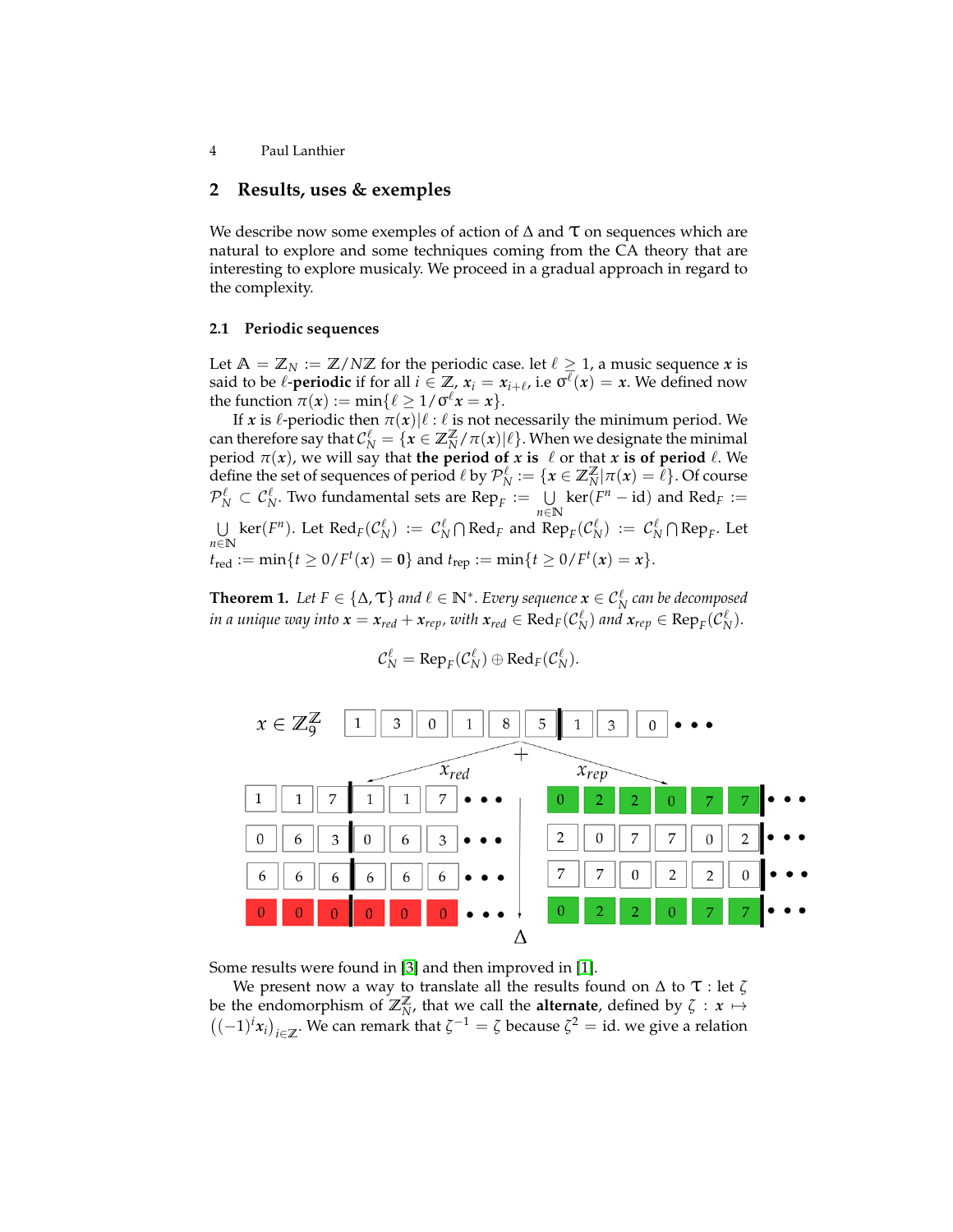## 2 Results, uses & exemples

We describe now some exemples of action of $\Delta$ and $\tau$ on sequences which are natural to explore and some techniques coming from the CA theory that are interesting to explore musicaly. We proceed in a gradual approach in regard to the complexity.

### 2.1 Periodic sequences

Let $\mathbb{A} = \mathbb{Z}_N := \mathbb{Z}/N\mathbb{Z}$ for the periodic case. let $\ell \geq 1$, a music sequence $\boldsymbol{x}$ is said to be $\ell$-**periodic** if for all $i \in \mathbb{Z}$, $x_i = x_{i+\ell}$, i.e $\sigma^\ell(\boldsymbol{x}) = \boldsymbol{x}$. We defined now the function $\pi(\boldsymbol{x}) := \min\{\ell \geq 1/\sigma^\ell \boldsymbol{x} = \boldsymbol{x}\}$.

If $\boldsymbol{x}$ is $\ell$-periodic then $\pi(\boldsymbol{x})|\ell : \ell$ is not necessarily the minimum period. We can therefore say that $\mathcal{C}_N^\ell = \{\boldsymbol{x} \in \mathbb{Z}_N^{\mathbb{Z}}/\pi(\boldsymbol{x})|\ell\}$. When we designate the minimal period $\pi(\boldsymbol{x})$, we will say that **the period of** $\boldsymbol{x}$ **is** $\ell$ or that $\boldsymbol{x}$ **is of period** $\ell$. We define the set of sequences of period $\ell$ by $\mathcal{P}_N^\ell := \{\boldsymbol{x} \in \mathbb{Z}_N^{\mathbb{Z}}|\pi(\boldsymbol{x}) = \ell\}$. Of course $\mathcal{P}_N^\ell \subset \mathcal{C}_N^\ell$. Two fundamental sets are $\mathrm{Rep}_F := \bigcup_{n\in\mathbb{N}} \ker(F^n - \mathrm{id})$ and $\mathrm{Red}_F := \bigcup_{n\in\mathbb{N}} \ker(F^n)$. Let $\mathrm{Red}_F(\mathcal{C}_N^\ell) := \mathcal{C}_N^\ell \bigcap \mathrm{Red}_F$ and $\mathrm{Rep}_F(\mathcal{C}_N^\ell) := \mathcal{C}_N^\ell \bigcap \mathrm{Rep}_F$. Let $t_{\mathrm{red}} := \min\{t \geq 0/F^t(\boldsymbol{x}) = \boldsymbol{0}\}$ and $t_{\mathrm{rep}} := \min\{t \geq 0/F^t(\boldsymbol{x}) = \boldsymbol{x}\}$.

**Theorem 1.** *Let $F \in \{\Delta, \tau\}$ and $\ell \in \mathbb{N}^*$. Every sequence $\boldsymbol{x} \in \mathcal{C}_N^\ell$ can be decomposed in a unique way into $\boldsymbol{x} = \boldsymbol{x}_{red} + \boldsymbol{x}_{rep}$, with $\boldsymbol{x}_{red} \in \mathrm{Red}_F(\mathcal{C}_N^\ell)$ and $\boldsymbol{x}_{rep} \in \mathrm{Rep}_F(\mathcal{C}_N^\ell)$.*

$$\mathcal{C}_N^\ell = \mathrm{Rep}_F(\mathcal{C}_N^\ell) \oplus \mathrm{Red}_F(\mathcal{C}_N^\ell).$$

$x \in \mathbb{Z}_9^{\mathbb{Z}}$: 1 3 0 1 8 5 | 1 3 0 ...

| $x_{red}$ | | | | | | $x_{rep}$ | | | | | |
|---|---|---|---|---|---|---|---|---|---|---|---|
| 1 | 1 | 7 | 1 | 1 | 7 | 0 | 2 | 2 | 0 | 7 | 7 |
| 0 | 6 | 3 | 0 | 6 | 3 | 2 | 0 | 7 | 7 | 0 | 2 |
| 6 | 6 | 6 | 6 | 6 | 6 | 7 | 7 | 0 | 2 | 2 | 0 |
| 0 | 0 | 0 | 0 | 0 | 0 | 0 | 2 | 2 | 0 | 7 | 7 |

($\Delta$ applied downward)

Some results were found in [3] and then improved in [1].

We present now a way to translate all the results found on $\Delta$ to $\tau$ : let $\zeta$ be the endomorphism of $\mathbb{Z}_N^{\mathbb{Z}}$, that we call the **alternate**, defined by $\zeta : \boldsymbol{x} \mapsto \left((-1)^i x_i\right)_{i\in\mathbb{Z}}$. We can remark that $\zeta^{-1} = \zeta$ because $\zeta^2 = \mathrm{id}$. we give a relation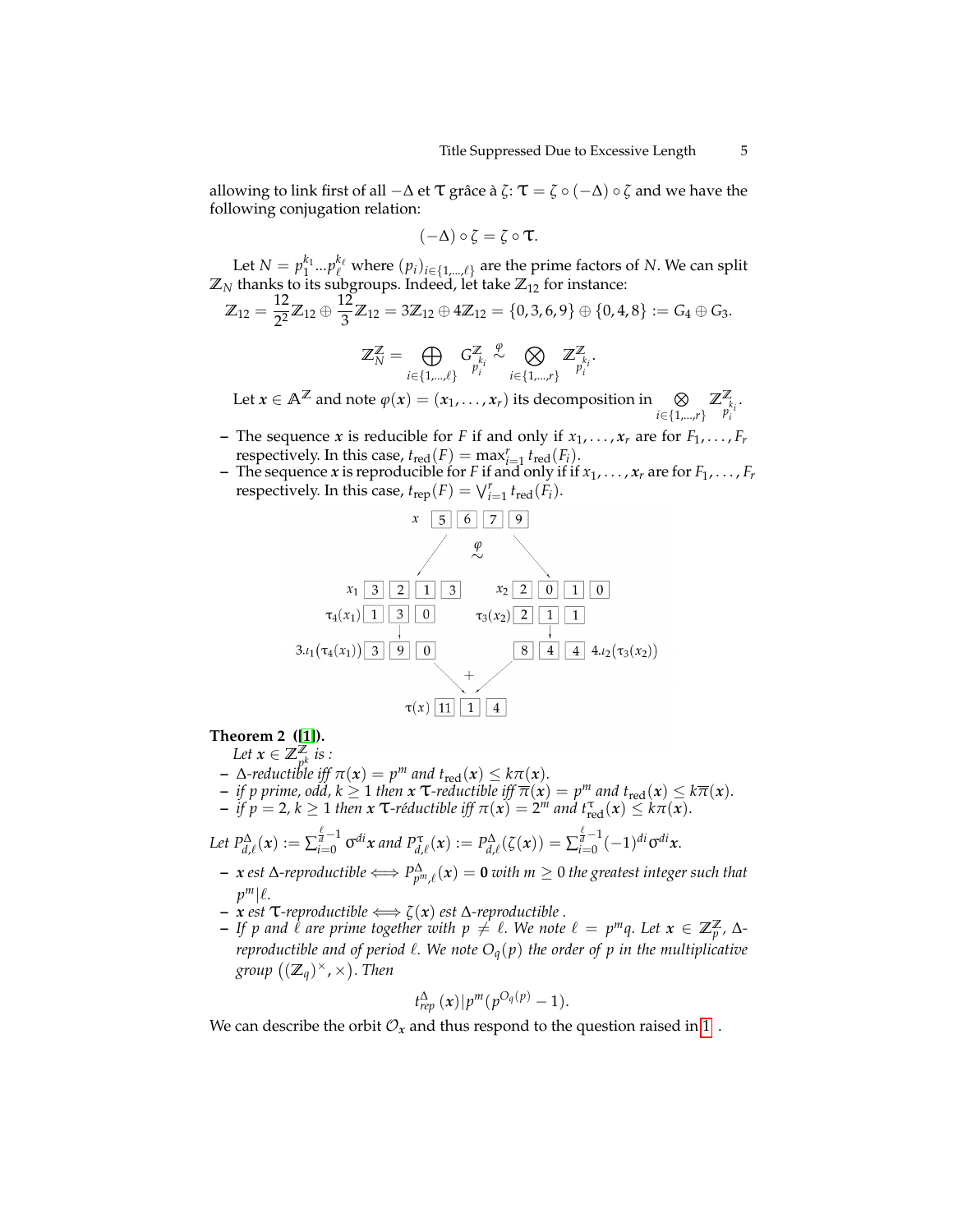allowing to link first of all $-\Delta$ et $\boldsymbol{\tau}$ grâce à $\zeta$: $\boldsymbol{\tau} = \zeta \circ (-\Delta) \circ \zeta$ and we have the following conjugation relation:

$$(-\Delta) \circ \zeta = \zeta \circ \boldsymbol{\tau}.$$

Let $N = p_1^{k_1} \ldots p_\ell^{k_\ell}$ where $(p_i)_{i \in \{1,\ldots,\ell\}}$ are the prime factors of $N$. We can split $\mathbb{Z}_N$ thanks to its subgroups. Indeed, let take $\mathbb{Z}_{12}$ for instance:

$$\mathbb{Z}_{12} = \frac{12}{2^2}\mathbb{Z}_{12} \oplus \frac{12}{3}\mathbb{Z}_{12} = 3\mathbb{Z}_{12} \oplus 4\mathbb{Z}_{12} = \{0,3,6,9\} \oplus \{0,4,8\} := G_4 \oplus G_3.$$

$$\mathbb{Z}_N^{\mathbb{Z}} = \bigoplus_{i \in \{1,\ldots,\ell\}} G_{p_i^{k_i}}^{\mathbb{Z}} \overset{\varphi}{\sim} \bigotimes_{i \in \{1,\ldots,r\}} \mathbb{Z}_{p_i^{k_i}}^{\mathbb{Z}}.$$

Let $\boldsymbol{x} \in \mathbb{A}^{\mathbb{Z}}$ and note $\varphi(\boldsymbol{x}) = (\boldsymbol{x}_1, \ldots, \boldsymbol{x}_r)$ its decomposition in $\bigotimes_{i \in \{1,\ldots,r\}} \mathbb{Z}_{p_i^{k_i}}^{\mathbb{Z}}$.

- The sequence $\boldsymbol{x}$ is reducible for $F$ if and only if $\boldsymbol{x}_1, \ldots, \boldsymbol{x}_r$ are for $F_1, \ldots, F_r$ respectively. In this case, $t_{\text{red}}(F) = \max_{i=1}^{r} t_{\text{red}}(F_i)$.
- The sequence $\boldsymbol{x}$ is reproducible for $F$ if and only if $\boldsymbol{x}_1, \ldots, \boldsymbol{x}_r$ are for $F_1, \ldots, F_r$ respectively. In this case, $t_{\text{rep}}(F) = \bigvee_{i=1}^{r} t_{\text{red}}(F_i)$.

```
                      x  [5][6][7][9]
                        /    φ    \
                       /     ~     \
       x1 [3][2][1][3]           x2 [2][0][1][0]
  τ4(x1) [1][3][0]           τ3(x2) [2][1][1]
3.ι1(τ4(x1)) [3][9][0]        [8][4][4] 4.ι2(τ3(x2))
                        \    +    /
                    τ(x) [11][1][4]
```

**Theorem 2 ([1]).**
*Let $\boldsymbol{x} \in \mathbb{Z}_{p^k}^{\mathbb{Z}}$ is :*

- *$\Delta$-reductible iff $\pi(\boldsymbol{x}) = p^m$ and $t_{\text{red}}(\boldsymbol{x}) \leq k\pi(\boldsymbol{x})$.*
- *if $p$ prime, odd, $k \geq 1$ then $\boldsymbol{x}$ $\boldsymbol{\tau}$-reductible iff $\overline{\pi}(\boldsymbol{x}) = p^m$ and $t_{\text{red}}(\boldsymbol{x}) \leq k\overline{\pi}(\boldsymbol{x})$.*
- *if $p = 2$, $k \geq 1$ then $\boldsymbol{x}$ $\boldsymbol{\tau}$-réductible iff $\pi(\boldsymbol{x}) = 2^m$ and $t_{\text{red}}^{\tau}(\boldsymbol{x}) \leq k\pi(\boldsymbol{x})$.*

*Let $P_{d,\ell}^{\Delta}(\boldsymbol{x}) := \sum_{i=0}^{\frac{\ell}{d}-1} \sigma^{di}\boldsymbol{x}$ and $P_{d,\ell}^{\tau}(\boldsymbol{x}) := P_{d,\ell}^{\Delta}(\zeta(\boldsymbol{x})) = \sum_{i=0}^{\frac{\ell}{d}-1} (-1)^{di}\sigma^{di}\boldsymbol{x}$.*

- *$\boldsymbol{x}$ est $\Delta$-reproductible $\iff P_{p^m,\ell}^{\Delta}(\boldsymbol{x}) = \boldsymbol{0}$ with $m \geq 0$ the greatest integer such that $p^m | \ell$.*
- *$\boldsymbol{x}$ est $\boldsymbol{\tau}$-reproductible $\iff \zeta(\boldsymbol{x})$ est $\Delta$-reproductible .*
- *If $p$ and $\ell$ are prime together with $p \neq \ell$. We note $\ell = p^m q$. Let $\boldsymbol{x} \in \mathbb{Z}_p^{\mathbb{Z}}$, $\Delta$-reproductible and of period $\ell$. We note $O_q(p)$ the order of $p$ in the multiplicative group $((\mathbb{Z}_q)^{\times}, \times)$. Then*

$$t_{rep}^{\Delta}(\boldsymbol{x}) | p^m(p^{O_q(p)} - 1).$$

We can describe the orbit $\mathcal{O}_{\boldsymbol{x}}$ and thus respond to the question raised in 1 .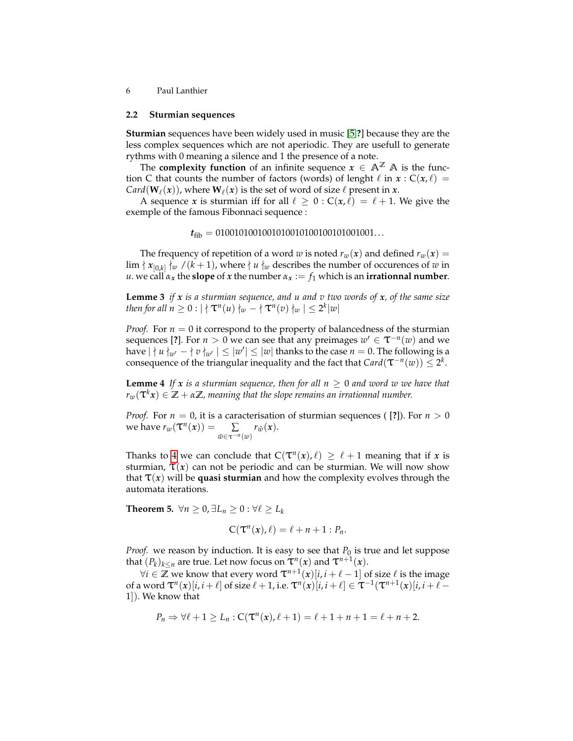### 2.2 Sturmian sequences

**Sturmian** sequences have been widely used in music [5?] because they are the less complex sequences which are not aperiodic. They are usefull to generate rythms with 0 meaning a silence and 1 the presence of a note.

The **complexity function** of an infinite sequence $x \in \mathbb{A}^{\mathbb{Z}}$ $\mathbb{A}$ is the function C that counts the number of factors (words) of lenght $\ell$ in $x$ : $\mathrm{C}(x, \ell) = Card(\mathbf{W}_\ell(x))$, where $\mathbf{W}_\ell(x)$ is the set of word of size $\ell$ present in $x$.

A sequence $x$ is sturmian iff for all $\ell \geq 0 : \mathrm{C}(x, \ell) = \ell + 1$. We give the exemple of the famous Fibonnaci sequence :

$$t_{\mathrm{fib}} = 0100101001001010010100100101001001\ldots$$

The frequency of repetition of a word $w$ is noted $r_w(x)$ and defined $r_w(x) = \lim \nmid x_{[0,k]} \nmid_w / (k+1)$, where $\nmid u \nmid_w$ describes the number of occurences of $w$ in $u$. we call $\alpha_x$ the **slope** of $x$ the number $\alpha_x := f_1$ which is an **irrationnal number**.

**Lemme 3** *if $x$ is a sturmian sequence, and $u$ and $v$ two words of $x$, of the same size then for all $n \geq 0 : | \nmid \mathrm{T}^n(u) \nmid_w - \nmid \mathrm{T}^n(v) \nmid_w | \leq 2^k |w|$*

*Proof.* For $n = 0$ it correspond to the property of balancedness of the sturmian sequences [?]. For $n > 0$ we can see that any preimages $w' \in \mathrm{T}^{-n}(w)$ and we have $| \nmid u \nmid_{w'} - \nmid v \nmid_{w'} | \leq |w'| \leq |w|$ thanks to the case $n = 0$. The following is a consequence of the triangular inequality and the fact that $Card(\mathrm{T}^{-n}(w)) \leq 2^k$.

**Lemme 4** *If $x$ is a sturmian sequence, then for all $n \geq 0$ and word $w$ we have that $r_w(\mathrm{T}^k x) \in \mathbb{Z} + \alpha\mathbb{Z}$, meaning that the slope remains an irrationnal number.*

*Proof.* For $n = 0$, it is a caracterisation of sturmian sequences ( [?]). For $n > 0$ we have $r_w(\mathrm{T}^n(x)) = \sum_{\tilde{w} \in \mathrm{T}^{-n}(w)} r_{\tilde{w}}(x)$.

Thanks to 4 we can conclude that $\mathrm{C}(\mathrm{T}^n(x), \ell) \geq \ell + 1$ meaning that if $x$ is sturmian, $\mathrm{T}(x)$ can not be periodic and can be sturmian. We will now show that $\mathrm{T}(x)$ will be **quasi sturmian** and how the complexity evolves through the automata iterations.

**Theorem 5.** $\forall n \geq 0, \exists L_n \geq 0 : \forall \ell \geq L_k$

$$\mathrm{C}(\mathrm{T}^n(x), \ell) = \ell + n + 1 : P_n.$$

*Proof.* we reason by induction. It is easy to see that $P_0$ is true and let suppose that $(P_k)_{k \leq n}$ are true. Let now focus on $\mathrm{T}^n(x)$ and $\mathrm{T}^{n+1}(x)$.

$\forall i \in \mathbb{Z}$ we know that every word $\mathrm{T}^{n+1}(x)[i, i + \ell - 1]$ of size $\ell$ is the image of a word $\mathrm{T}^n(x)[i, i + \ell]$ of size $\ell + 1$, i.e. $\mathrm{T}^n(x)[i, i + \ell] \in \mathrm{T}^{-1}(\mathrm{T}^{n+1}(x)[i, i + \ell - 1])$. We know that

$$P_n \Rightarrow \forall \ell + 1 \geq L_n : \mathrm{C}(\mathrm{T}^n(x), \ell + 1) = \ell + 1 + n + 1 = \ell + n + 2.$$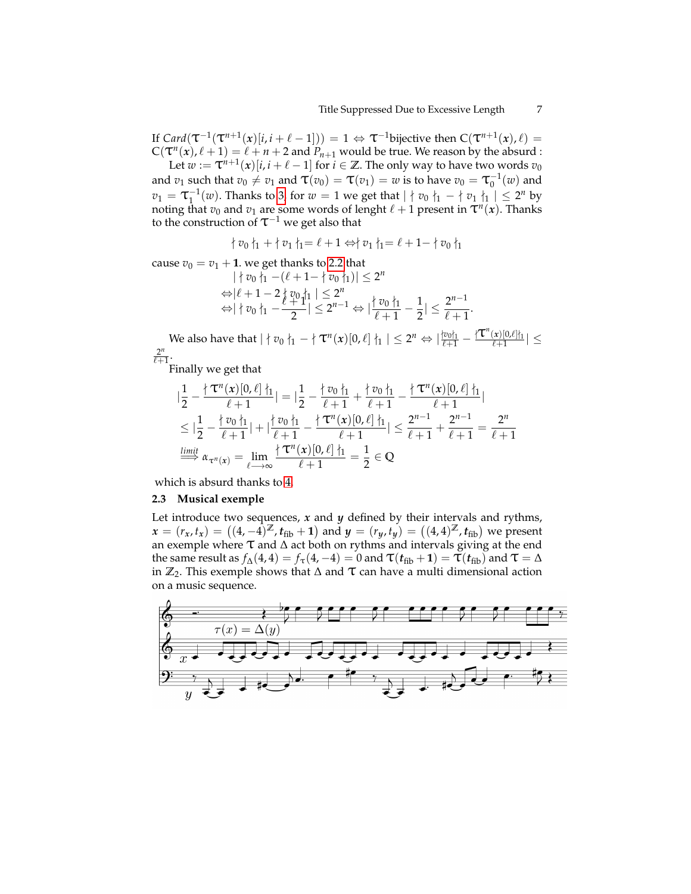If $Card(\tau^{-1}(\tau^{n+1}(x)[i, i+\ell-1])) = 1 \Leftrightarrow \tau^{-1}$bijective then $C(\tau^{n+1}(x), \ell) = C(\tau^{n}(x), \ell+1) = \ell + n + 2$ and $P_{n+1}$ would be true. We reason by the absurd :

Let $w := \tau^{n+1}(x)[i, i+\ell-1]$ for $i \in \mathbb{Z}$. The only way to have two words $v_0$ and $v_1$ such that $v_0 \neq v_1$ and $\tau(v_0) = \tau(v_1) = w$ is to have $v_0 = \tau_0^{-1}(w)$ and $v_1 = \tau_1^{-1}(w)$. Thanks to 3, for $w = 1$ we get that $| \nmid v_0 \nmid_1 - \nmid v_1 \nmid_1 | \leq 2^n$ by noting that $v_0$ and $v_1$ are some words of lenght $\ell + 1$ present in $\tau^n(x)$. Thanks to the construction of $\tau^{-1}$ we get also that

$$\nmid v_0 \nmid_1 + \nmid v_1 \nmid_1 = \ell + 1 \Leftrightarrow \nmid v_1 \nmid_1 = \ell + 1 - \nmid v_0 \nmid_1$$

cause $v_0 = v_1 + \mathbf{1}$. we get thanks to 2.2 that

$$\begin{aligned}
&| \nmid v_0 \nmid_1 - (\ell + 1 - \nmid v_0 \nmid_1)| \leq 2^n \\
\Leftrightarrow &|\ell + 1 - 2 \nmid v_0 \nmid_1 | \leq 2^n \\
\Leftrightarrow &| \nmid v_0 \nmid_1 - \frac{\ell+1}{2}| \leq 2^{n-1} \Leftrightarrow |\frac{\nmid v_0 \nmid_1}{\ell+1} - \frac{1}{2}| \leq \frac{2^{n-1}}{\ell+1}.
\end{aligned}$$

We also have that $| \nmid v_0 \nmid_1 - \nmid \tau^n(x)[0, \ell] \nmid_1 | \leq 2^n \Leftrightarrow |\frac{\nmid v_0 \nmid_1}{\ell+1} - \frac{\nmid \tau^n(x)[0,\ell] \nmid_1}{\ell+1}| \leq \frac{2^n}{\ell+1}$.

Finally we get that

$$\begin{aligned}
&|\frac{1}{2} - \frac{\nmid \tau^n(x)[0,\ell] \nmid_1}{\ell+1}| = |\frac{1}{2} - \frac{\nmid v_0 \nmid_1}{\ell+1} + \frac{\nmid v_0 \nmid_1}{\ell+1} - \frac{\nmid \tau^n(x)[0,\ell] \nmid_1}{\ell+1}| \\
&\leq |\frac{1}{2} - \frac{\nmid v_0 \nmid_1}{\ell+1}| + |\frac{\nmid v_0 \nmid_1}{\ell+1} - \frac{\nmid \tau^n(x)[0,\ell] \nmid_1}{\ell+1}| \leq \frac{2^{n-1}}{\ell+1} + \frac{2^{n-1}}{\ell+1} = \frac{2^n}{\ell+1} \\
&\overset{limit}{\Longrightarrow} \alpha_{\tau^n(x)} = \lim_{\ell \longrightarrow \infty} \frac{\nmid \tau^n(x)[0,\ell] \nmid_1}{\ell+1} = \frac{1}{2} \in \mathbb{Q}
\end{aligned}$$

which is absurd thanks to 4.

### 2.3 Musical exemple

Let introduce two sequences, $x$ and $y$ defined by their intervals and rythms, $x = (r_x, t_x) = \left((4, -4)^{\mathbb{Z}}, t_{\text{fib}} + \mathbf{1}\right)$ and $y = (r_y, t_y) = \left((4, 4)^{\mathbb{Z}}, t_{\text{fib}}\right)$ we present an exemple where $\tau$ and $\Delta$ act both on rythms and intervals giving at the end the same result as $f_\Delta(4, 4) = f_\tau(4, -4) = 0$ and $\tau(t_{\text{fib}} + \mathbf{1}) = \tau(t_{\text{fib}})$ and $\tau = \Delta$ in $\mathbb{Z}_2$. This exemple shows that $\Delta$ and $\tau$ can have a multi dimensional action on a music sequence.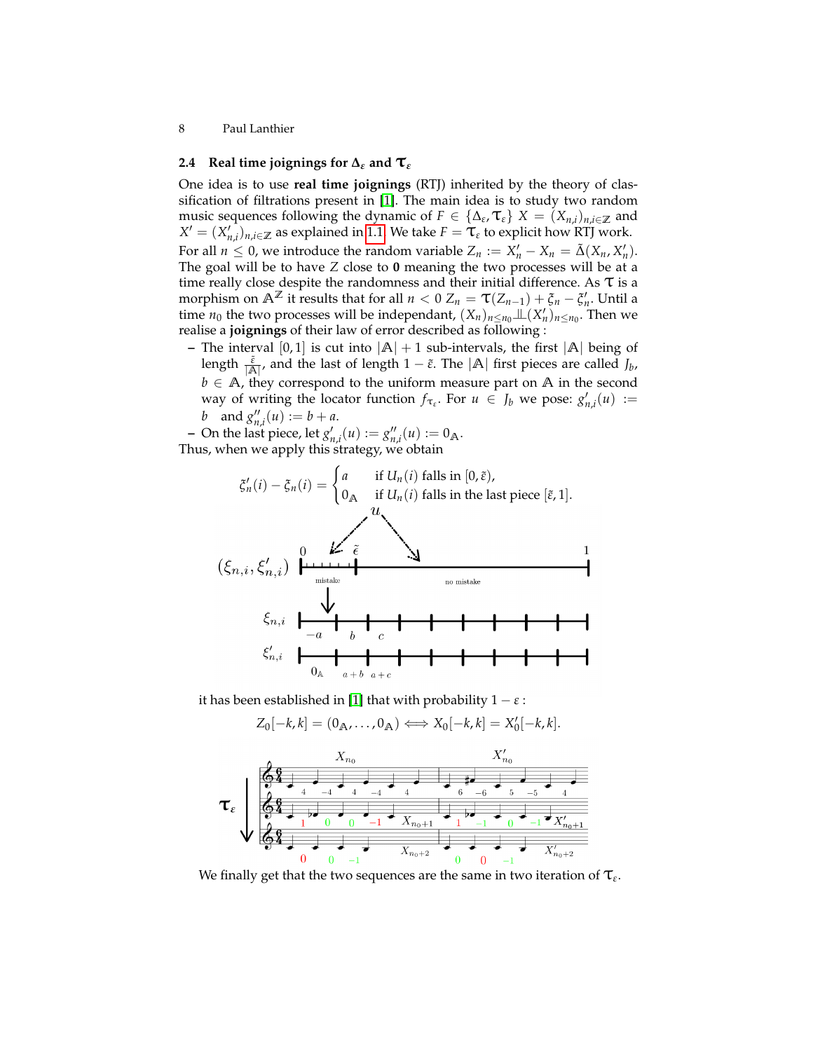### 2.4 Real time joignings for $\Delta_\varepsilon$ and $\mathcal{T}_\varepsilon$

One idea is to use **real time joignings** (RTJ) inherited by the theory of classification of filtrations present in [1]. The main idea is to study two random music sequences following the dynamic of $F \in \{\Delta_\varepsilon, \mathcal{T}_\varepsilon\}$ $X = (X_{n,i})_{n,i\in\mathbb{Z}}$ and $X' = (X'_{n,i})_{n,i\in\mathbb{Z}}$ as explained in 1.1. We take $F = \mathcal{T}_\varepsilon$ to explicit how RTJ work.
For all $n \leq 0$, we introduce the random variable $Z_n := X'_n - X_n = \tilde{\Delta}(X_n, X'_n)$. The goal will be to have $Z$ close to $\mathbf{0}$ meaning the two processes will be at a time really close despite the randomness and their initial difference. As $\mathcal{T}$ is a morphism on $\mathbb{A}^{\mathbb{Z}}$ it results that for all $n < 0$ $Z_n = \mathcal{T}(Z_{n-1}) + \xi_n - \xi'_n$. Until a time $n_0$ the two processes will be independant, $(X_n)_{n\leq n_0} \perp\!\!\!\perp (X'_n)_{n\leq n_0}$. Then we realise a **joignings** of their law of error described as following :

- The interval $[0,1]$ is cut into $|\mathbb{A}|+1$ sub-intervals, the first $|\mathbb{A}|$ being of length $\frac{\tilde{\varepsilon}}{|\mathbb{A}|}$, and the last of length $1-\tilde{\varepsilon}$. The $|\mathbb{A}|$ first pieces are called $J_b$, $b \in \mathbb{A}$, they correspond to the uniform measure part on $\mathbb{A}$ in the second way of writing the locator function $f_{\mathcal{T}_\varepsilon}$. For $u \in J_b$ we pose: $g'_{n,i}(u) := b$ and $g''_{n,i}(u) := b + a$.
- On the last piece, let $g'_{n,i}(u) := g''_{n,i}(u) := 0_{\mathbb{A}}$.

Thus, when we apply this strategy, we obtain

$$\xi'_n(i) - \xi_n(i) = \begin{cases} a & \text{if } U_n(i) \text{ falls in } [0, \tilde{\varepsilon}), \\ 0_{\mathbb{A}} & \text{if } U_n(i) \text{ falls in the last piece } [\tilde{\varepsilon}, 1]. \end{cases}$$

it has been established in [1] that with probability $1-\varepsilon$ :

$$Z_0[-k,k] = (0_{\mathbb{A}}, \ldots, 0_{\mathbb{A}}) \iff X_0[-k,k] = X'_0[-k,k].$$

We finally get that the two sequences are the same in two iteration of $\mathcal{T}_\varepsilon$.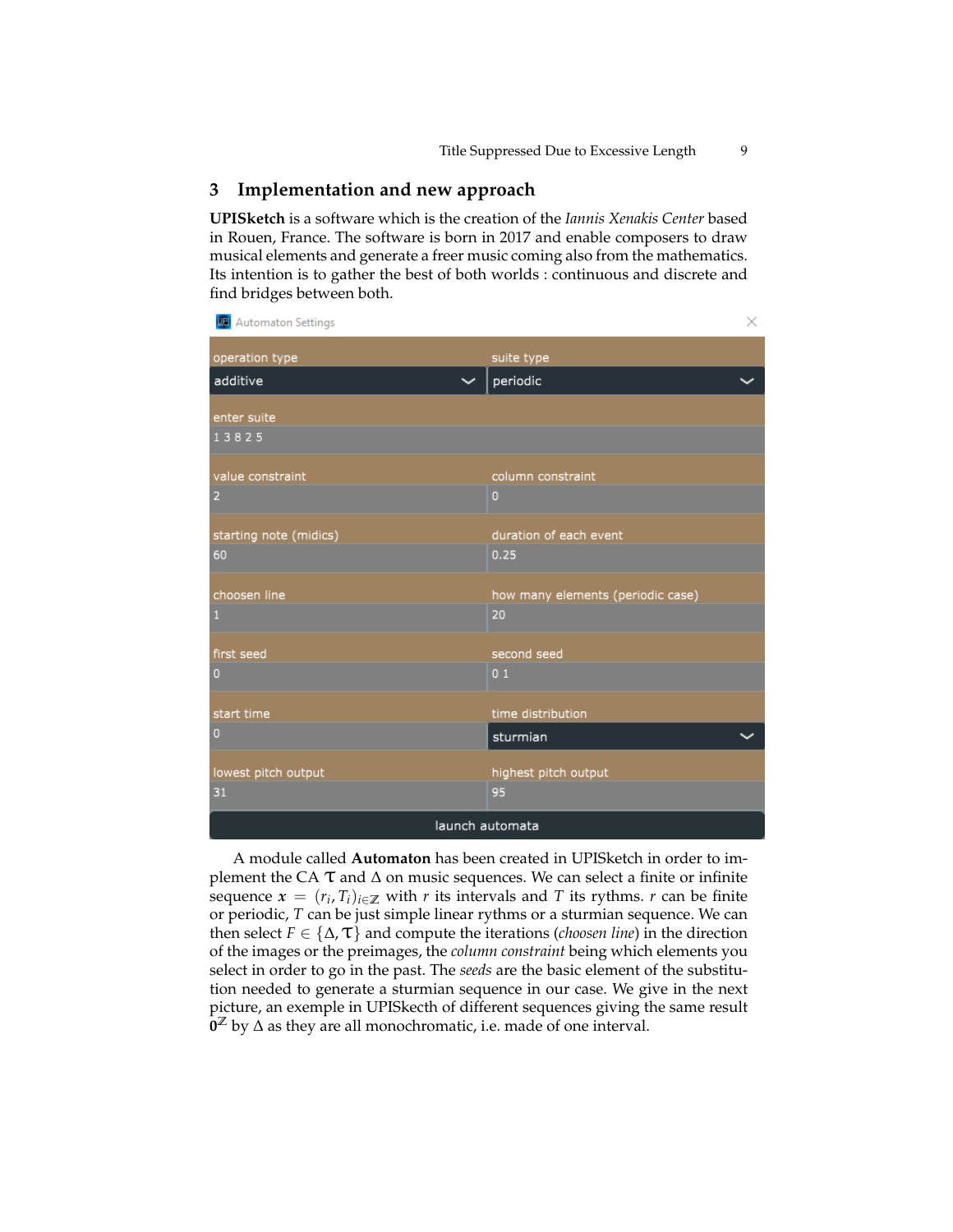## 3 Implementation and new approach

**UPISketch** is a software which is the creation of the *Iannis Xenakis Center* based in Rouen, France. The software is born in 2017 and enable composers to draw musical elements and generate a freer music coming also from the mathematics. Its intention is to gather the best of both worlds : continuous and discrete and find bridges between both.

| Automaton Settings | |
|---|---|
| operation type | suite type |
| additive | periodic |
| enter suite | |
| 1 3 8 2 5 | |
| value constraint | column constraint |
| 2 | 0 |
| starting note (midics) | duration of each event |
| 60 | 0.25 |
| choosen line | how many elements (periodic case) |
| 1 | 20 |
| first seed | second seed |
| 0 | 0 1 |
| start time | time distribution |
| 0 | sturmian |
| lowest pitch output | highest pitch output |
| 31 | 95 |
| launch automata | |

A module called **Automaton** has been created in UPISketch in order to implement the CA $\tau$ and $\Delta$ on music sequences. We can select a finite or infinite sequence $\boldsymbol{x} = (r_i, T_i)_{i \in \mathbb{Z}}$ with $r$ its intervals and $T$ its rythms. $r$ can be finite or periodic, $T$ can be just simple linear rythms or a sturmian sequence. We can then select $F \in \{\Delta, \tau\}$ and compute the iterations (*choosen line*) in the direction of the images or the preimages, the *column constraint* being which elements you select in order to go in the past. The *seeds* are the basic element of the substitution needed to generate a sturmian sequence in our case. We give in the next picture, an exemple in UPISkecth of different sequences giving the same result $\mathbf{0}^{\mathbb{Z}}$ by $\Delta$ as they are all monochromatic, i.e. made of one interval.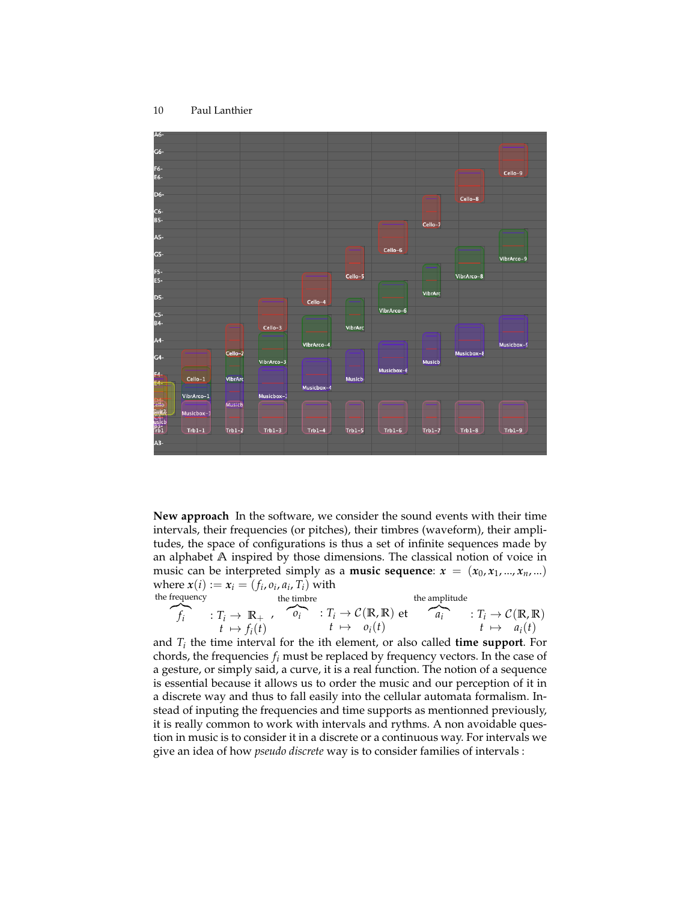**New approach** In the software, we consider the sound events with their time intervals, their frequencies (or pitches), their timbres (waveform), their amplitudes, the space of configurations is thus a set of infinite sequences made by an alphabet $\mathbb{A}$ inspired by those dimensions. The classical notion of voice in music can be interpreted simply as a **music sequence**: $\boldsymbol{x} = (\boldsymbol{x}_0, \boldsymbol{x}_1, ..., \boldsymbol{x}_n, ...)$ where $\boldsymbol{x}(i) := \boldsymbol{x}_i = (f_i, o_i, a_i, T_i)$ with

$$\overbrace{f_i}^{\text{the frequency}} : \begin{array}{l} T_i \to \mathbb{R}_+ \\ t \mapsto f_i(t) \end{array}, \quad \overbrace{o_i}^{\text{the timbre}} : \begin{array}{l} T_i \to \mathcal{C}(\mathbb{R}, \mathbb{R}) \\ t \mapsto o_i(t) \end{array} \text{ et } \quad \overbrace{a_i}^{\text{the amplitude}} : \begin{array}{l} T_i \to \mathcal{C}(\mathbb{R}, \mathbb{R}) \\ t \mapsto a_i(t) \end{array}$$

and $T_i$ the time interval for the ith element, or also called **time support**. For chords, the frequencies $f_i$ must be replaced by frequency vectors. In the case of a gesture, or simply said, a curve, it is a real function. The notion of a sequence is essential because it allows us to order the music and our perception of it in a discrete way and thus to fall easily into the cellular automata formalism. Instead of inputing the frequencies and time supports as mentionned previously, it is really common to work with intervals and ryths. A non avoidable question in music is to consider it in a discrete or a continuous way. For intervals we give an idea of how *pseudo discrete* way is to consider families of intervals :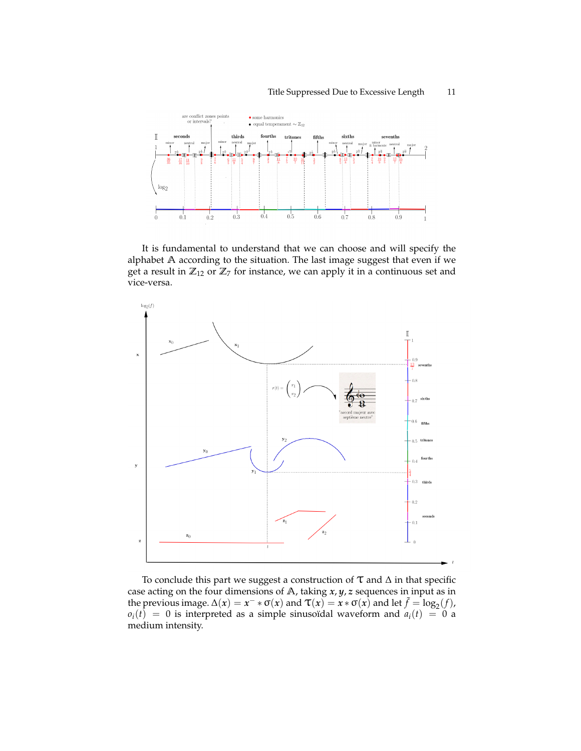It is fundamental to understand that we can choose and will specify the alphabet $\mathbb{A}$ according to the situation. The last image suggest that even if we get a result in $\mathbb{Z}_{12}$ or $\mathbb{Z}_7$ for instance, we can apply it in a continuous set and vice-versa.

To conclude this part we suggest a construction of $\tau$ and $\Delta$ in that specific case acting on the four dimensions of $\mathbb{A}$, taking $x, y, z$ sequences in input as in the previous image. $\Delta(x) = x^- * \sigma(x)$ and $\tau(x) = x * \sigma(x)$ and let $\tilde{f} = \log_2(f)$, $o_i(t) = 0$ is interpreted as a simple sinusoïdal waveform and $a_i(t) = 0$ a medium intensity.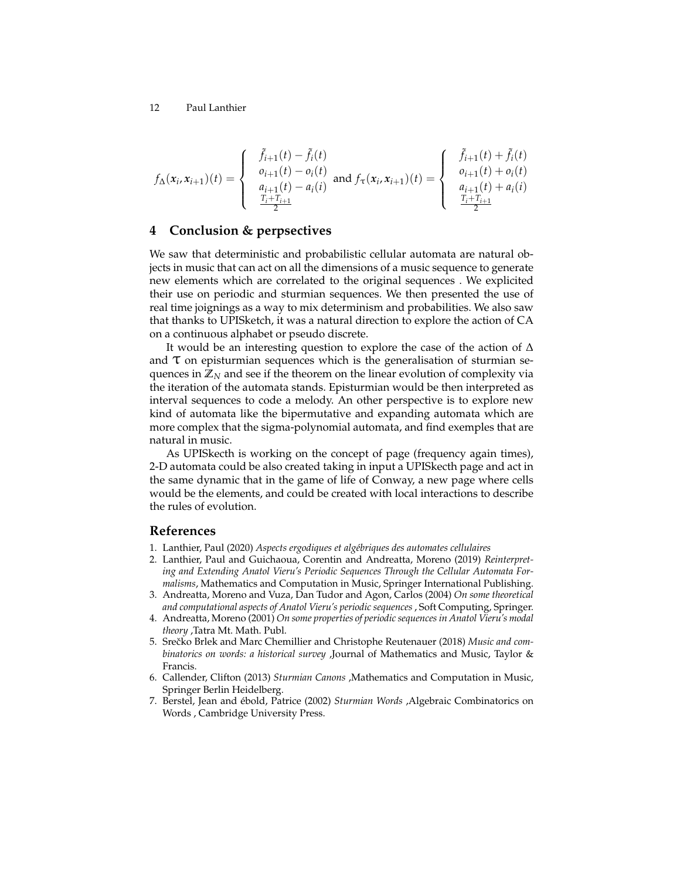$$f_\Delta(\boldsymbol{x}_i, \boldsymbol{x}_{i+1})(t) = \begin{cases} \tilde{f}_{i+1}(t) - \tilde{f}_i(t) \\ o_{i+1}(t) - o_i(t) \\ a_{i+1}(t) - a_i(i) \\ \frac{T_i + T_{i+1}}{2} \end{cases} \text{ and } f_\tau(\boldsymbol{x}_i, \boldsymbol{x}_{i+1})(t) = \begin{cases} \tilde{f}_{i+1}(t) + \tilde{f}_i(t) \\ o_{i+1}(t) + o_i(t) \\ a_{i+1}(t) + a_i(i) \\ \frac{T_i + T_{i+1}}{2} \end{cases}$$

## 4 Conclusion & perpsectives

We saw that deterministic and probabilistic cellular automata are natural objects in music that can act on all the dimensions of a music sequence to generate new elements which are correlated to the original sequences . We explicited their use on periodic and sturmian sequences. We then presented the use of real time joignings as a way to mix determinism and probabilities. We also saw that thanks to UPISketch, it was a natural direction to explore the action of CA on a continuous alphabet or pseudo discrete.

It would be an interesting question to explore the case of the action of $\Delta$ and $\tau$ on episturmian sequences which is the generalisation of sturmian sequences in $\mathbb{Z}_N$ and see if the theorem on the linear evolution of complexity via the iteration of the automata stands. Episturmian would be then interpreted as interval sequences to code a melody. An other perspective is to explore new kind of automata like the bipermutative and expanding automata which are more complex that the sigma-polynomial automata, and find exemples that are natural in music.

As UPISkecth is working on the concept of page (frequency again times), 2-D automata could be also created taking in input a UPISkecth page and act in the same dynamic that in the game of life of Conway, a new page where cells would be the elements, and could be created with local interactions to describe the rules of evolution.

## References

1. Lanthier, Paul (2020) *Aspects ergodiques et algébriques des automates cellulaires*
2. Lanthier, Paul and Guichaoua, Corentin and Andreatta, Moreno (2019) *Reinterpreting and Extending Anatol Vieru's Periodic Sequences Through the Cellular Automata Formalisms*, Mathematics and Computation in Music, Springer International Publishing.
3. Andreatta, Moreno and Vuza, Dan Tudor and Agon, Carlos (2004) *On some theoretical and computational aspects of Anatol Vieru's periodic sequences* , Soft Computing, Springer.
4. Andreatta, Moreno (2001) *On some properties of periodic sequences in Anatol Vieru's modal theory* ,Tatra Mt. Math. Publ.
5. Srečko Brlek and Marc Chemillier and Christophe Reutenauer (2018) *Music and combinatorics on words: a historical survey* ,Journal of Mathematics and Music, Taylor & Francis.
6. Callender, Clifton (2013) *Sturmian Canons* ,Mathematics and Computation in Music, Springer Berlin Heidelberg.
7. Berstel, Jean and ébold, Patrice (2002) *Sturmian Words* ,Algebraic Combinatorics on Words , Cambridge University Press.